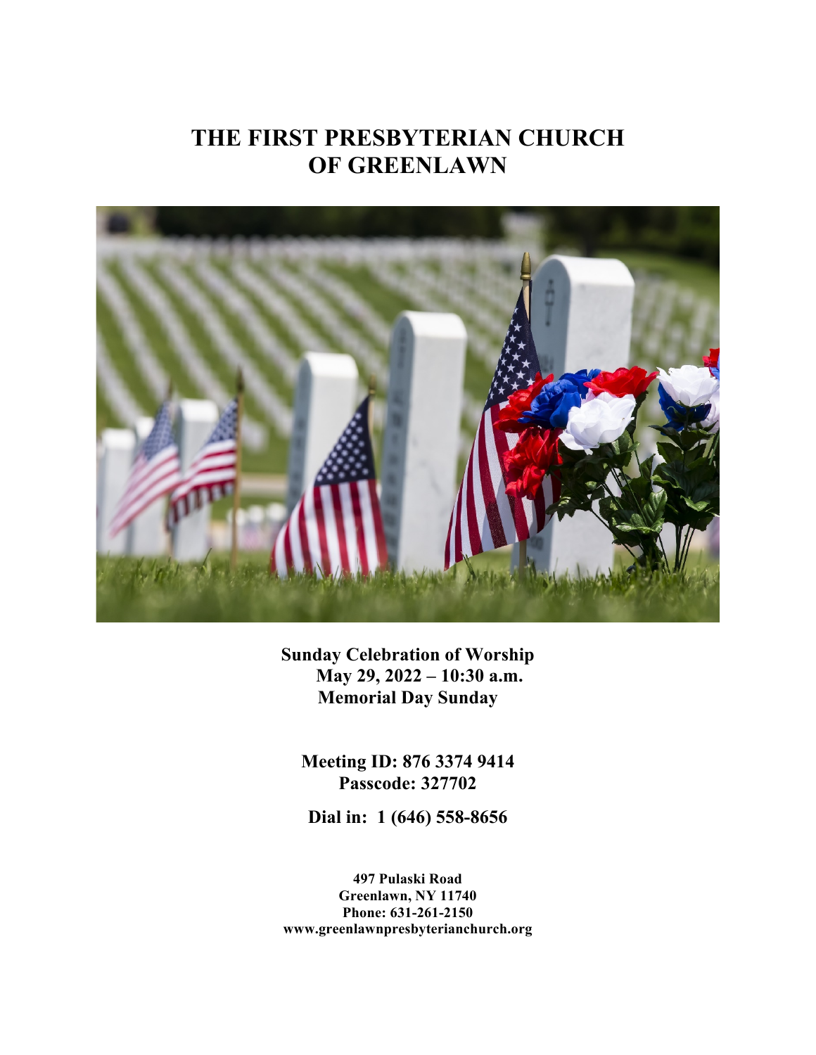# THE FIRST PRESBYTERIAN CHURCH OF GREENLAWN

**Sunday Celebration of Worship**
**May 29, 2022 – 10:30 a.m.**
**Memorial Day Sunday**

**Meeting ID: 876 3374 9414**
**Passcode: 327702**

**Dial in: 1 (646) 558-8656**

**497 Pulaski Road**
**Greenlawn, NY 11740**
**Phone: 631-261-2150**
**www.greenlawnpresbyterianchurch.org**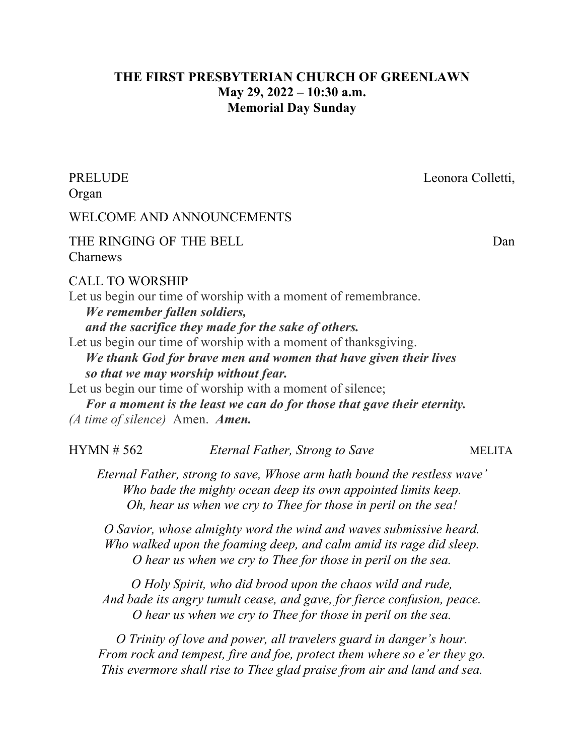**THE FIRST PRESBYTERIAN CHURCH OF GREENLAWN**
**May 29, 2022 – 10:30 a.m.**
**Memorial Day Sunday**

PRELUDE Leonora Colletti, Organ

WELCOME AND ANNOUNCEMENTS

THE RINGING OF THE BELL Dan Charnews

CALL TO WORSHIP

Let us begin our time of worship with a moment of remembrance.
***We remember fallen soldiers,***
***and the sacrifice they made for the sake of others.***
Let us begin our time of worship with a moment of thanksgiving.
***We thank God for brave men and women that have given their lives***
***so that we may worship without fear.***
Let us begin our time of worship with a moment of silence;
***For a moment is the least we can do for those that gave their eternity.***
*(A time of silence)* Amen. ***Amen.***

HYMN # 562 *Eternal Father, Strong to Save* MELITA

*Eternal Father, strong to save, Whose arm hath bound the restless wave'*
*Who bade the mighty ocean deep its own appointed limits keep.*
*Oh, hear us when we cry to Thee for those in peril on the sea!*

*O Savior, whose almighty word the wind and waves submissive heard.*
*Who walked upon the foaming deep, and calm amid its rage did sleep.*
*O hear us when we cry to Thee for those in peril on the sea.*

*O Holy Spirit, who did brood upon the chaos wild and rude,*
*And bade its angry tumult cease, and gave, for fierce confusion, peace.*
*O hear us when we cry to Thee for those in peril on the sea.*

*O Trinity of love and power, all travelers guard in danger's hour.*
*From rock and tempest, fire and foe, protect them where so e'er they go.*
*This evermore shall rise to Thee glad praise from air and land and sea.*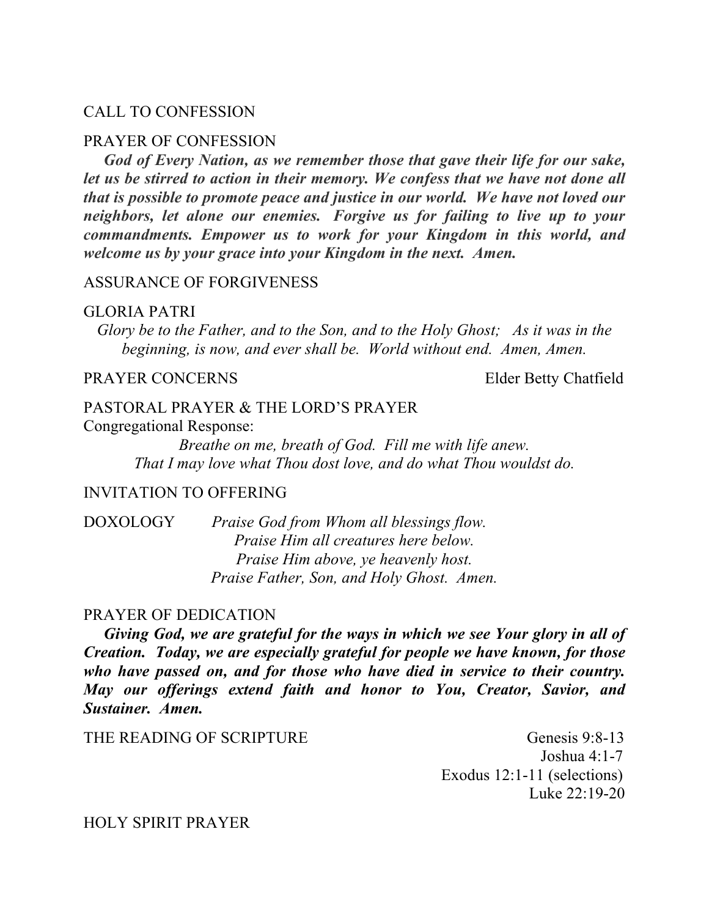CALL TO CONFESSION

PRAYER OF CONFESSION

***God of Every Nation, as we remember those that gave their life for our sake, let us be stirred to action in their memory. We confess that we have not done all that is possible to promote peace and justice in our world. We have not loved our neighbors, let alone our enemies. Forgive us for failing to live up to your commandments. Empower us to work for your Kingdom in this world, and welcome us by your grace into your Kingdom in the next. Amen.***

ASSURANCE OF FORGIVENESS

GLORIA PATRI

*Glory be to the Father, and to the Son, and to the Holy Ghost; As it was in the beginning, is now, and ever shall be. World without end. Amen, Amen.*

PRAYER CONCERNS — Elder Betty Chatfield

PASTORAL PRAYER & THE LORD'S PRAYER

Congregational Response:

*Breathe on me, breath of God. Fill me with life anew.*
*That I may love what Thou dost love, and do what Thou wouldst do.*

INVITATION TO OFFERING

DOXOLOGY

*Praise God from Whom all blessings flow.*
*Praise Him all creatures here below.*
*Praise Him above, ye heavenly host.*
*Praise Father, Son, and Holy Ghost. Amen.*

PRAYER OF DEDICATION

***Giving God, we are grateful for the ways in which we see Your glory in all of Creation. Today, we are especially grateful for people we have known, for those who have passed on, and for those who have died in service to their country. May our offerings extend faith and honor to You, Creator, Savior, and Sustainer. Amen.***

THE READING OF SCRIPTURE

Genesis 9:8-13
Joshua 4:1-7
Exodus 12:1-11 (selections)
Luke 22:19-20

HOLY SPIRIT PRAYER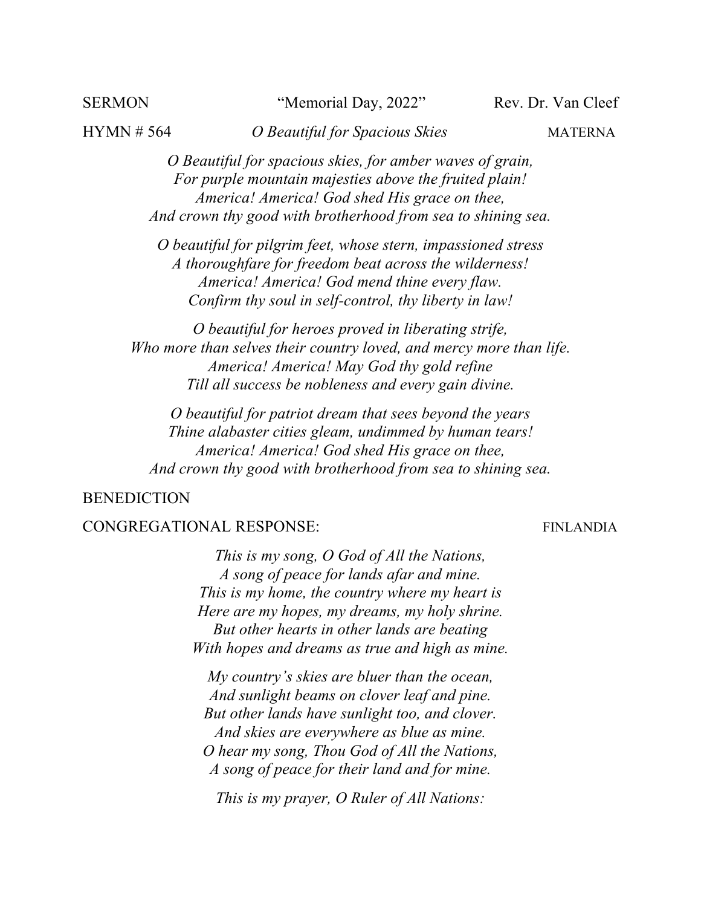SERMON "Memorial Day, 2022" Rev. Dr. Van Cleef

HYMN # 564 *O Beautiful for Spacious Skies* MATERNA

*O Beautiful for spacious skies, for amber waves of grain,*
*For purple mountain majesties above the fruited plain!*
*America! America! God shed His grace on thee,*
*And crown thy good with brotherhood from sea to shining sea.*

*O beautiful for pilgrim feet, whose stern, impassioned stress*
*A thoroughfare for freedom beat across the wilderness!*
*America! America! God mend thine every flaw.*
*Confirm thy soul in self-control, thy liberty in law!*

*O beautiful for heroes proved in liberating strife,*
*Who more than selves their country loved, and mercy more than life.*
*America! America! May God thy gold refine*
*Till all success be nobleness and every gain divine.*

*O beautiful for patriot dream that sees beyond the years*
*Thine alabaster cities gleam, undimmed by human tears!*
*America! America! God shed His grace on thee,*
*And crown thy good with brotherhood from sea to shining sea.*

BENEDICTION

CONGREGATIONAL RESPONSE: FINLANDIA

*This is my song, O God of All the Nations,*
*A song of peace for lands afar and mine.*
*This is my home, the country where my heart is*
*Here are my hopes, my dreams, my holy shrine.*
*But other hearts in other lands are beating*
*With hopes and dreams as true and high as mine.*

*My country's skies are bluer than the ocean,*
*And sunlight beams on clover leaf and pine.*
*But other lands have sunlight too, and clover.*
*And skies are everywhere as blue as mine.*
*O hear my song, Thou God of All the Nations,*
*A song of peace for their land and for mine.*

*This is my prayer, O Ruler of All Nations:*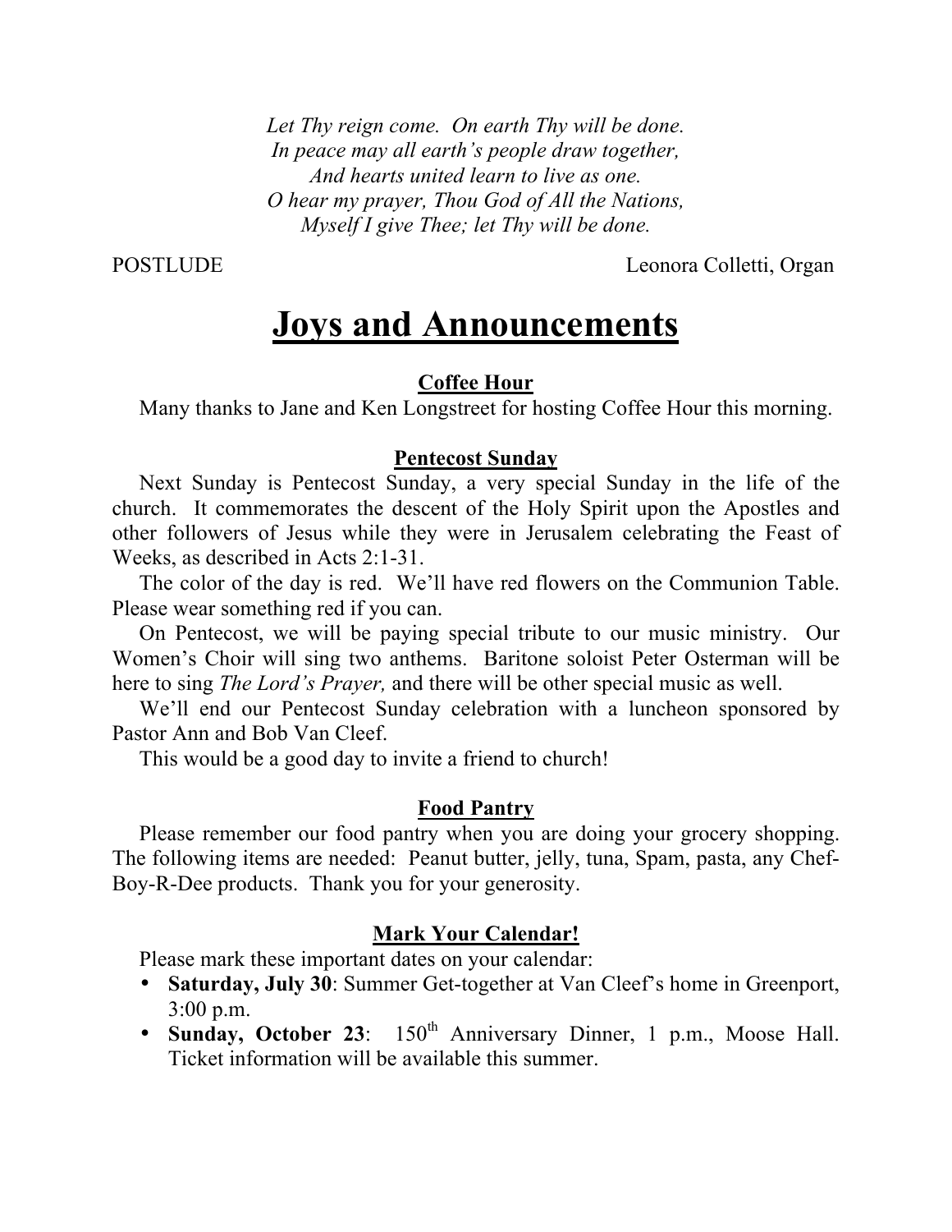*Let Thy reign come. On earth Thy will be done.*
*In peace may all earth's people draw together,*
*And hearts united learn to live as one.*
*O hear my prayer, Thou God of All the Nations,*
*Myself I give Thee; let Thy will be done.*

POSTLUDE Leonora Colletti, Organ

# Joys and Announcements

### Coffee Hour

Many thanks to Jane and Ken Longstreet for hosting Coffee Hour this morning.

### Pentecost Sunday

Next Sunday is Pentecost Sunday, a very special Sunday in the life of the church. It commemorates the descent of the Holy Spirit upon the Apostles and other followers of Jesus while they were in Jerusalem celebrating the Feast of Weeks, as described in Acts 2:1-31.

The color of the day is red. We'll have red flowers on the Communion Table. Please wear something red if you can.

On Pentecost, we will be paying special tribute to our music ministry. Our Women's Choir will sing two anthems. Baritone soloist Peter Osterman will be here to sing *The Lord's Prayer,* and there will be other special music as well.

We'll end our Pentecost Sunday celebration with a luncheon sponsored by Pastor Ann and Bob Van Cleef.

This would be a good day to invite a friend to church!

### Food Pantry

Please remember our food pantry when you are doing your grocery shopping. The following items are needed: Peanut butter, jelly, tuna, Spam, pasta, any Chef-Boy-R-Dee products. Thank you for your generosity.

### Mark Your Calendar!

Please mark these important dates on your calendar:

- **Saturday, July 30**: Summer Get-together at Van Cleef's home in Greenport, 3:00 p.m.
- **Sunday, October 23**: 150th Anniversary Dinner, 1 p.m., Moose Hall. Ticket information will be available this summer.